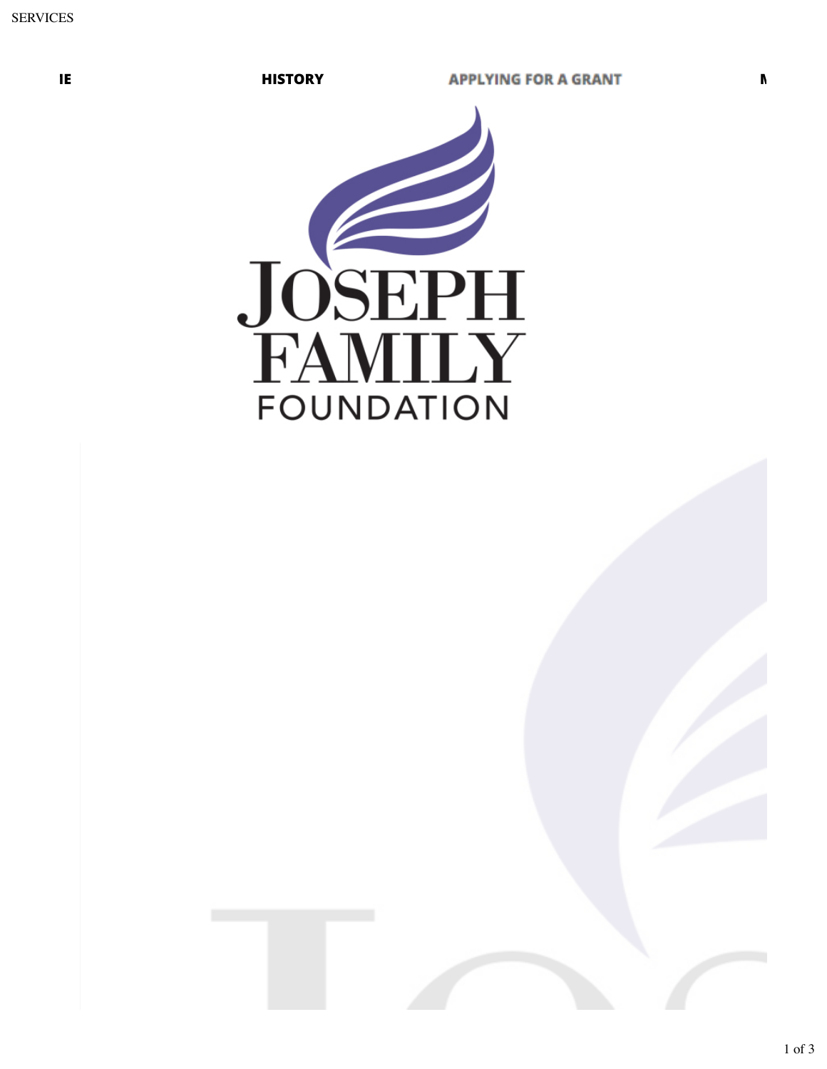SERVICES

IE HISTORY APPLYING FOR A GRANT

JOSEPH
FAMILY
FOUNDATION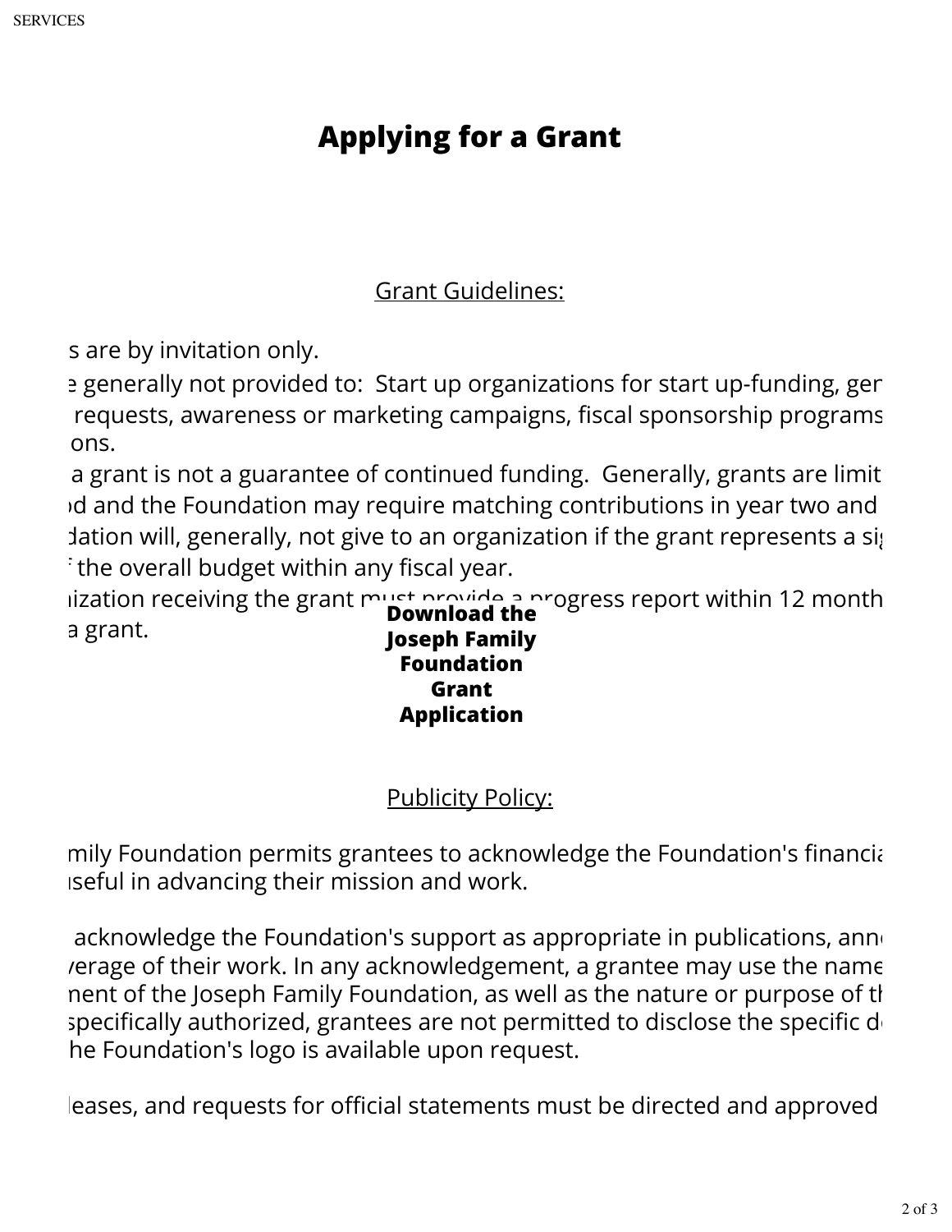# Applying for a Grant

Grant Guidelines:

s are by invitation only.

e generally not provided to: Start up organizations for start up-funding, gen requests, awareness or marketing campaigns, fiscal sponsorship programs ons.

a grant is not a guarantee of continued funding. Generally, grants are limit od and the Foundation may require matching contributions in year two and dation will, generally, not give to an organization if the grant represents a sig f the overall budget within any fiscal year.

ization receiving the grant must provide a progress report within 12 month a grant.

**Download the Joseph Family Foundation Grant Application**

Publicity Policy:

mily Foundation permits grantees to acknowledge the Foundation's financia useful in advancing their mission and work.

acknowledge the Foundation's support as appropriate in publications, ann verage of their work. In any acknowledgement, a grantee may use the name ment of the Joseph Family Foundation, as well as the nature or purpose of th specifically authorized, grantees are not permitted to disclose the specific d he Foundation's logo is available upon request.

leases, and requests for official statements must be directed and approved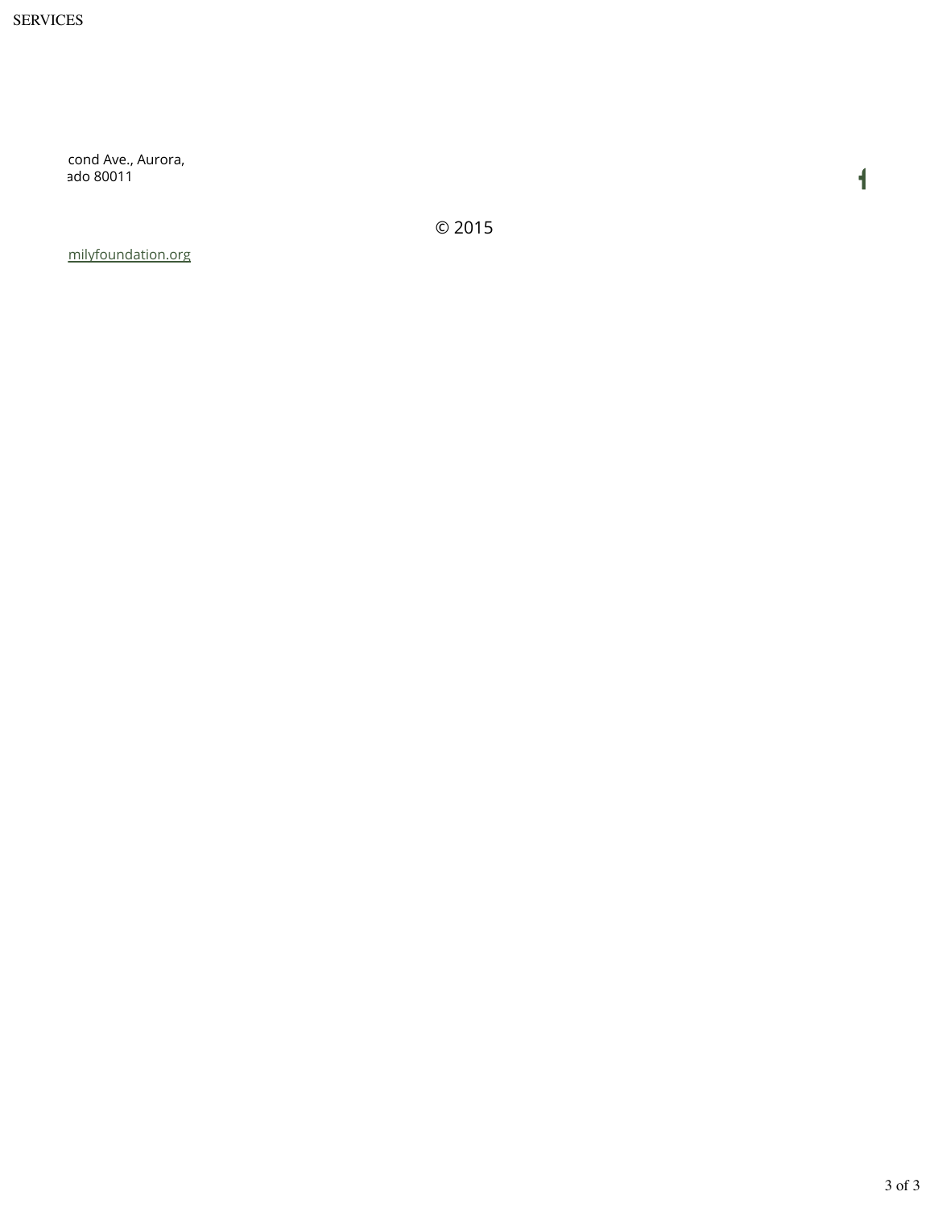SERVICES

cond Ave., Aurora,
ado 80011

© 2015

milyfoundation.org